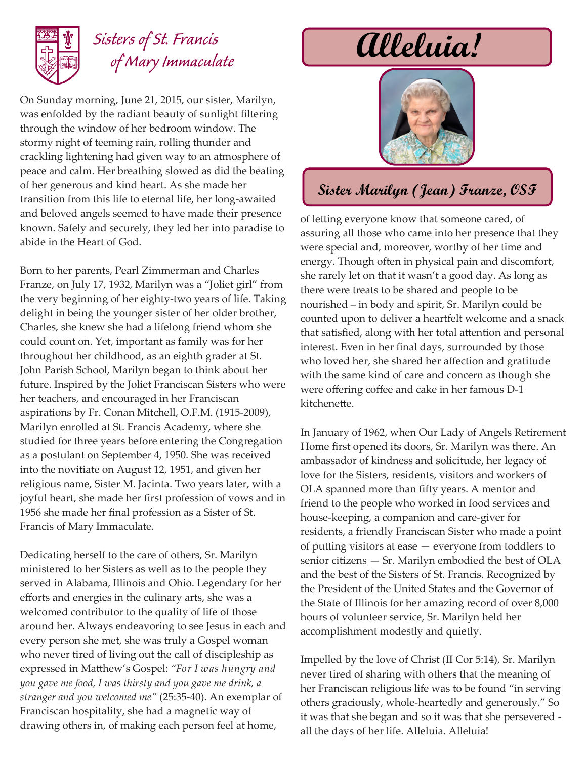Sisters of St. Francis of Mary Immaculate

# Alleluia!

## Sister Marilyn (Jean) Franze, OSF

On Sunday morning, June 21, 2015, our sister, Marilyn, was enfolded by the radiant beauty of sunlight filtering through the window of her bedroom window. The stormy night of teeming rain, rolling thunder and crackling lightening had given way to an atmosphere of peace and calm. Her breathing slowed as did the beating of her generous and kind heart. As she made her transition from this life to eternal life, her long-awaited and beloved angels seemed to have made their presence known. Safely and securely, they led her into paradise to abide in the Heart of God.

Born to her parents, Pearl Zimmerman and Charles Franze, on July 17, 1932, Marilyn was a "Joliet girl" from the very beginning of her eighty-two years of life. Taking delight in being the younger sister of her older brother, Charles, she knew she had a lifelong friend whom she could count on. Yet, important as family was for her throughout her childhood, as an eighth grader at St. John Parish School, Marilyn began to think about her future. Inspired by the Joliet Franciscan Sisters who were her teachers, and encouraged in her Franciscan aspirations by Fr. Conan Mitchell, O.F.M. (1915-2009), Marilyn enrolled at St. Francis Academy, where she studied for three years before entering the Congregation as a postulant on September 4, 1950. She was received into the novitiate on August 12, 1951, and given her religious name, Sister M. Jacinta. Two years later, with a joyful heart, she made her first profession of vows and in 1956 she made her final profession as a Sister of St. Francis of Mary Immaculate.

Dedicating herself to the care of others, Sr. Marilyn ministered to her Sisters as well as to the people they served in Alabama, Illinois and Ohio. Legendary for her efforts and energies in the culinary arts, she was a welcomed contributor to the quality of life of those around her. Always endeavoring to see Jesus in each and every person she met, she was truly a Gospel woman who never tired of living out the call of discipleship as expressed in Matthew's Gospel: *"For I was hungry and you gave me food, I was thirsty and you gave me drink, a stranger and you welcomed me"* (25:35-40). An exemplar of Franciscan hospitality, she had a magnetic way of drawing others in, of making each person feel at home, of letting everyone know that someone cared, of assuring all those who came into her presence that they were special and, moreover, worthy of her time and energy. Though often in physical pain and discomfort, she rarely let on that it wasn't a good day. As long as there were treats to be shared and people to be nourished – in body and spirit, Sr. Marilyn could be counted upon to deliver a heartfelt welcome and a snack that satisfied, along with her total attention and personal interest. Even in her final days, surrounded by those who loved her, she shared her affection and gratitude with the same kind of care and concern as though she were offering coffee and cake in her famous D-1 kitchenette.

In January of 1962, when Our Lady of Angels Retirement Home first opened its doors, Sr. Marilyn was there. An ambassador of kindness and solicitude, her legacy of love for the Sisters, residents, visitors and workers of OLA spanned more than fifty years. A mentor and friend to the people who worked in food services and house-keeping, a companion and care-giver for residents, a friendly Franciscan Sister who made a point of putting visitors at ease — everyone from toddlers to senior citizens — Sr. Marilyn embodied the best of OLA and the best of the Sisters of St. Francis. Recognized by the President of the United States and the Governor of the State of Illinois for her amazing record of over 8,000 hours of volunteer service, Sr. Marilyn held her accomplishment modestly and quietly.

Impelled by the love of Christ (II Cor 5:14), Sr. Marilyn never tired of sharing with others that the meaning of her Franciscan religious life was to be found "in serving others graciously, whole-heartedly and generously." So it was that she began and so it was that she persevered - all the days of her life. Alleluia. Alleluia!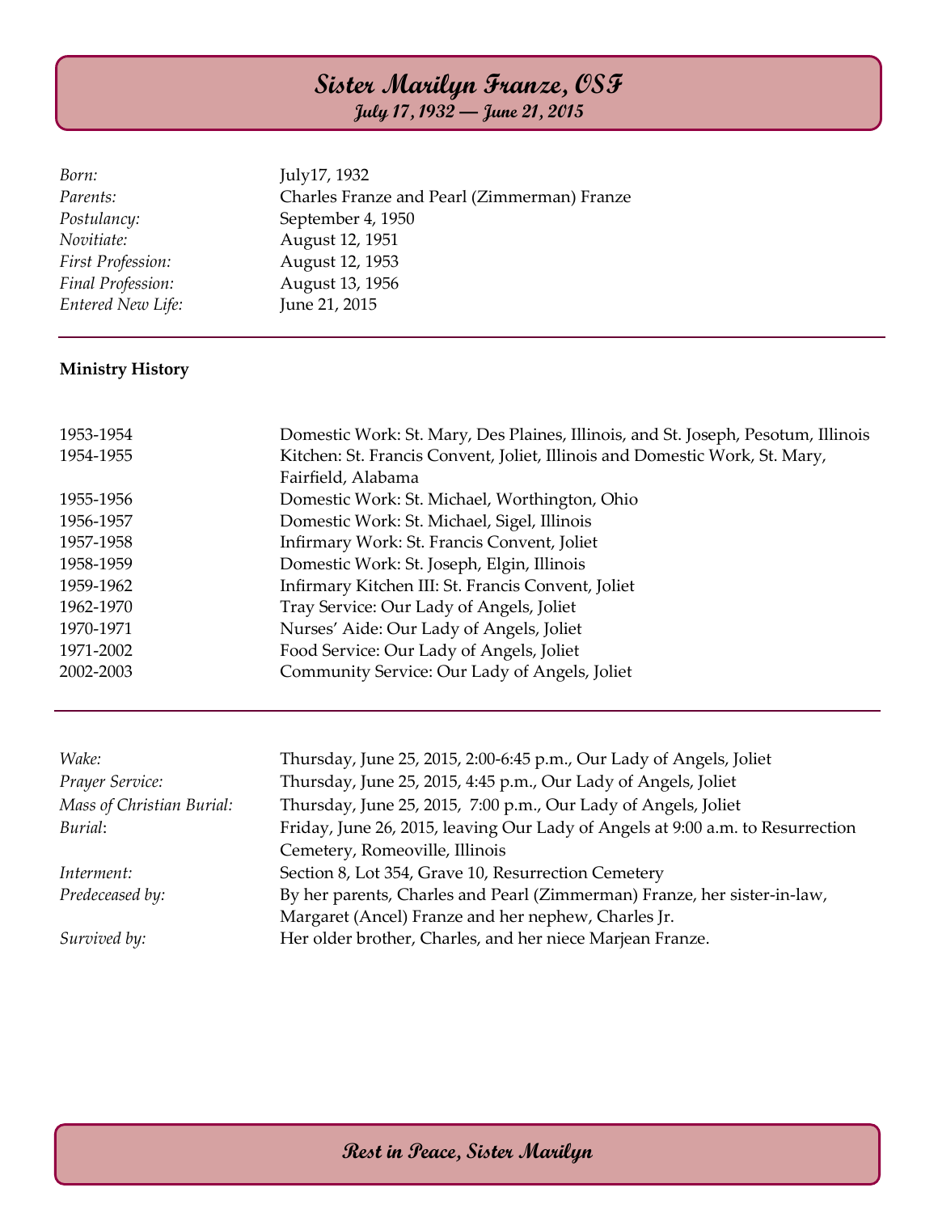# Sister Marilyn Franze, OSF

**July 17, 1932 — June 21, 2015**

| | |
|---|---|
| *Born:* | July17, 1932 |
| *Parents:* | Charles Franze and Pearl (Zimmerman) Franze |
| *Postulancy:* | September 4, 1950 |
| *Novitiate:* | August 12, 1951 |
| *First Profession:* | August 12, 1953 |
| *Final Profession:* | August 13, 1956 |
| *Entered New Life:* | June 21, 2015 |

**Ministry History**

| | |
|---|---|
| 1953-1954 | Domestic Work: St. Mary, Des Plaines, Illinois, and St. Joseph, Pesotum, Illinois |
| 1954-1955 | Kitchen: St. Francis Convent, Joliet, Illinois and Domestic Work, St. Mary, Fairfield, Alabama |
| 1955-1956 | Domestic Work: St. Michael, Worthington, Ohio |
| 1956-1957 | Domestic Work: St. Michael, Sigel, Illinois |
| 1957-1958 | Infirmary Work: St. Francis Convent, Joliet |
| 1958-1959 | Domestic Work: St. Joseph, Elgin, Illinois |
| 1959-1962 | Infirmary Kitchen III: St. Francis Convent, Joliet |
| 1962-1970 | Tray Service: Our Lady of Angels, Joliet |
| 1970-1971 | Nurses' Aide: Our Lady of Angels, Joliet |
| 1971-2002 | Food Service: Our Lady of Angels, Joliet |
| 2002-2003 | Community Service: Our Lady of Angels, Joliet |

| | |
|---|---|
| *Wake:* | Thursday, June 25, 2015, 2:00-6:45 p.m., Our Lady of Angels, Joliet |
| *Prayer Service:* | Thursday, June 25, 2015, 4:45 p.m., Our Lady of Angels, Joliet |
| *Mass of Christian Burial:* | Thursday, June 25, 2015, 7:00 p.m., Our Lady of Angels, Joliet |
| *Burial:* | Friday, June 26, 2015, leaving Our Lady of Angels at 9:00 a.m. to Resurrection Cemetery, Romeoville, Illinois |
| *Interment:* | Section 8, Lot 354, Grave 10, Resurrection Cemetery |
| *Predeceased by:* | By her parents, Charles and Pearl (Zimmerman) Franze, her sister-in-law, Margaret (Ancel) Franze and her nephew, Charles Jr. |
| *Survived by:* | Her older brother, Charles, and her niece Marjean Franze. |

**Rest in Peace, Sister Marilyn**